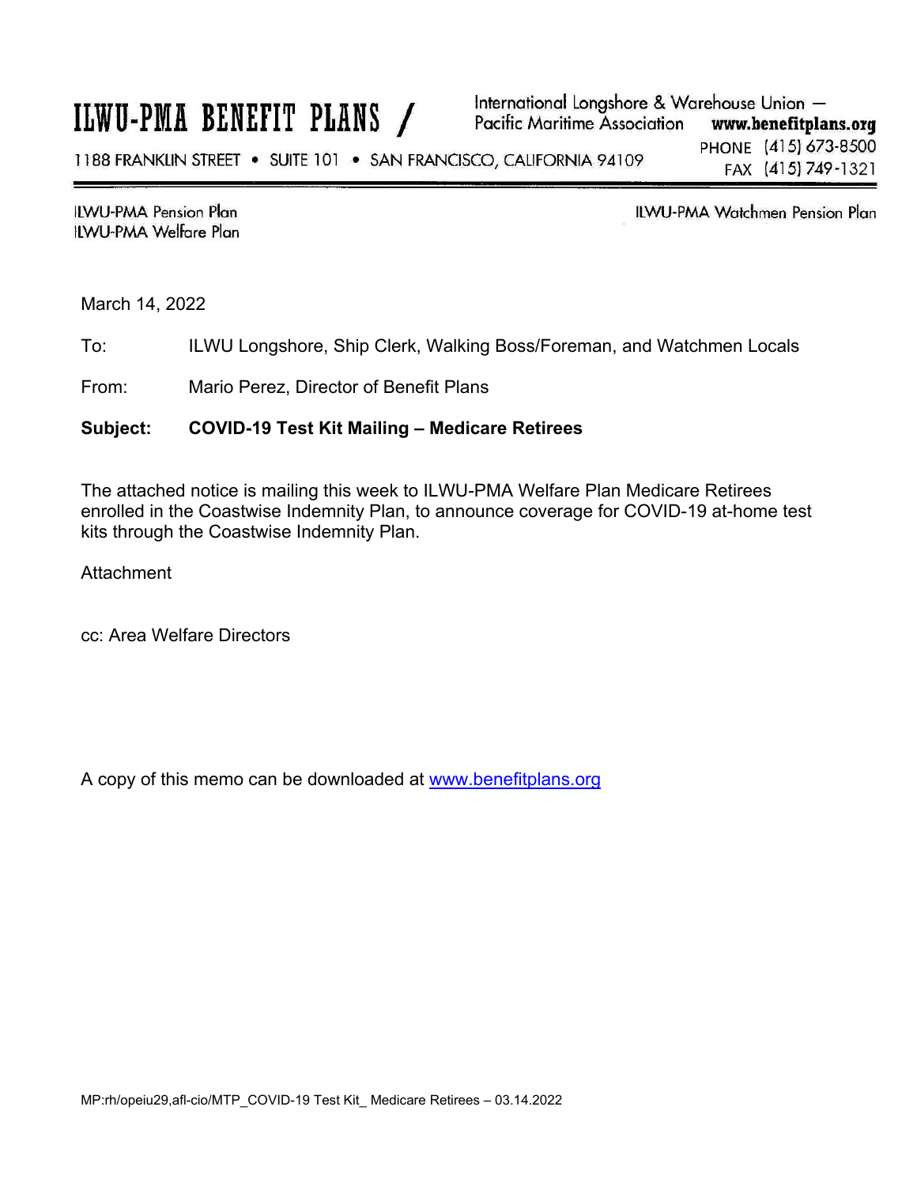# ILWU-PMA BENEFIT PLANS

International Longshore & Warehouse Union —
Pacific Maritime Association **www.benefitplans.org**

1188 FRANKLIN STREET • SUITE 101 • SAN FRANCISCO, CALIFORNIA 94109

PHONE (415) 673-8500
FAX (415) 749-1321

ILWU-PMA Pension Plan
ILWU-PMA Welfare Plan

ILWU-PMA Watchmen Pension Plan

March 14, 2022

To: ILWU Longshore, Ship Clerk, Walking Boss/Foreman, and Watchmen Locals

From: Mario Perez, Director of Benefit Plans

**Subject: COVID-19 Test Kit Mailing – Medicare Retirees**

The attached notice is mailing this week to ILWU-PMA Welfare Plan Medicare Retirees enrolled in the Coastwise Indemnity Plan, to announce coverage for COVID-19 at-home test kits through the Coastwise Indemnity Plan.

Attachment

cc: Area Welfare Directors

A copy of this memo can be downloaded at [www.benefitplans.org](www.benefitplans.org)

MP:rh/opeiu29,afl-cio/MTP_COVID-19 Test Kit_ Medicare Retirees – 03.14.2022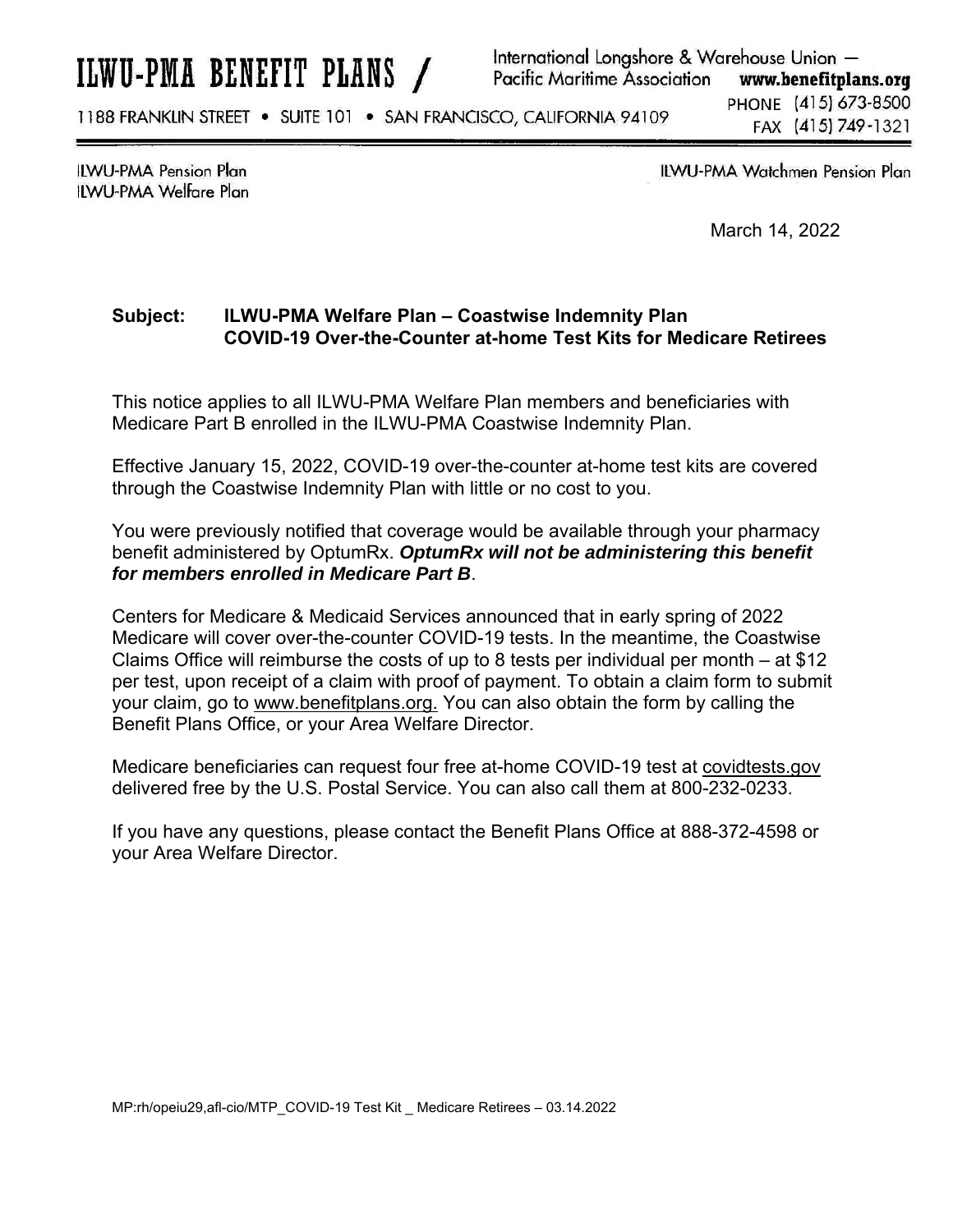# ILWU-PMA BENEFIT PLANS

International Longshore & Warehouse Union — Pacific Maritime Association **www.benefitplans.org**

1188 FRANKLIN STREET • SUITE 101 • SAN FRANCISCO, CALIFORNIA 94109

PHONE (415) 673-8500
FAX (415) 749-1321

ILWU-PMA Pension Plan
ILWU-PMA Welfare Plan

ILWU-PMA Watchmen Pension Plan

March 14, 2022

**Subject: ILWU-PMA Welfare Plan – Coastwise Indemnity Plan**
**COVID-19 Over-the-Counter at-home Test Kits for Medicare Retirees**

This notice applies to all ILWU-PMA Welfare Plan members and beneficiaries with Medicare Part B enrolled in the ILWU-PMA Coastwise Indemnity Plan.

Effective January 15, 2022, COVID-19 over-the-counter at-home test kits are covered through the Coastwise Indemnity Plan with little or no cost to you.

You were previously notified that coverage would be available through your pharmacy benefit administered by OptumRx. ***OptumRx will not be administering this benefit for members enrolled in Medicare Part B***.

Centers for Medicare & Medicaid Services announced that in early spring of 2022 Medicare will cover over-the-counter COVID-19 tests. In the meantime, the Coastwise Claims Office will reimburse the costs of up to 8 tests per individual per month – at $12 per test, upon receipt of a claim with proof of payment. To obtain a claim form to submit your claim, go to www.benefitplans.org. You can also obtain the form by calling the Benefit Plans Office, or your Area Welfare Director.

Medicare beneficiaries can request four free at-home COVID-19 test at covidtests.gov delivered free by the U.S. Postal Service. You can also call them at 800-232-0233.

If you have any questions, please contact the Benefit Plans Office at 888-372-4598 or your Area Welfare Director.

MP:rh/opeiu29,afl-cio/MTP_COVID-19 Test Kit _ Medicare Retirees – 03.14.2022